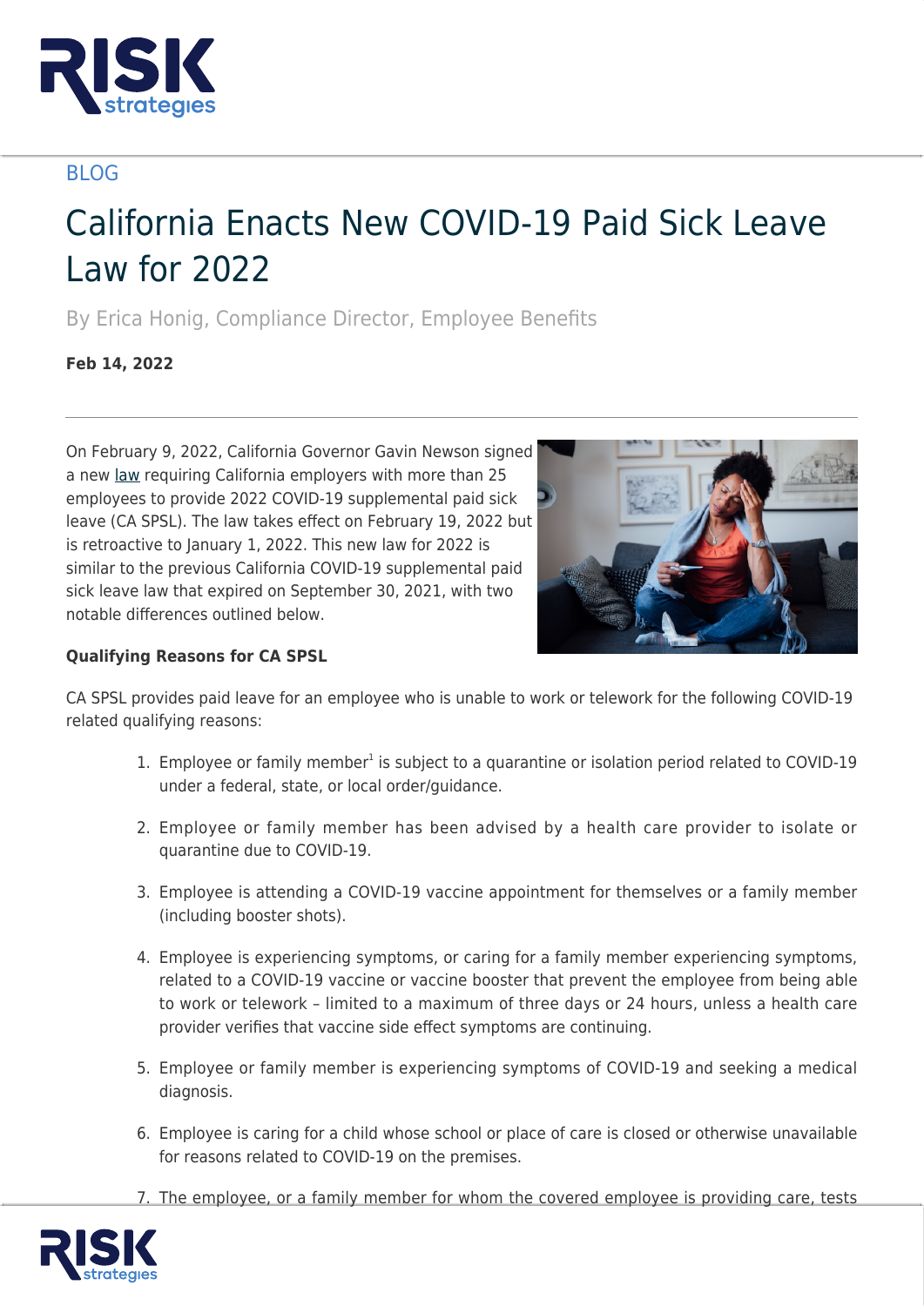BLOG

# California Enacts New COVID-19 Paid Sick Leave Law for 2022

By Erica Honig, Compliance Director, Employee Benefits

**Feb 14, 2022**

On February 9, 2022, California Governor Gavin Newson signed a new law requiring California employers with more than 25 employees to provide 2022 COVID-19 supplemental paid sick leave (CA SPSL). The law takes effect on February 19, 2022 but is retroactive to January 1, 2022. This new law for 2022 is similar to the previous California COVID-19 supplemental paid sick leave law that expired on September 30, 2021, with two notable differences outlined below.

**Qualifying Reasons for CA SPSL**

CA SPSL provides paid leave for an employee who is unable to work or telework for the following COVID-19 related qualifying reasons:

1. Employee or family member[1] is subject to a quarantine or isolation period related to COVID-19 under a federal, state, or local order/guidance.
2. Employee or family member has been advised by a health care provider to isolate or quarantine due to COVID-19.
3. Employee is attending a COVID-19 vaccine appointment for themselves or a family member (including booster shots).
4. Employee is experiencing symptoms, or caring for a family member experiencing symptoms, related to a COVID-19 vaccine or vaccine booster that prevent the employee from being able to work or telework – limited to a maximum of three days or 24 hours, unless a health care provider verifies that vaccine side effect symptoms are continuing.
5. Employee or family member is experiencing symptoms of COVID-19 and seeking a medical diagnosis.
6. Employee is caring for a child whose school or place of care is closed or otherwise unavailable for reasons related to COVID-19 on the premises.
7. The employee, or a family member for whom the covered employee is providing care, tests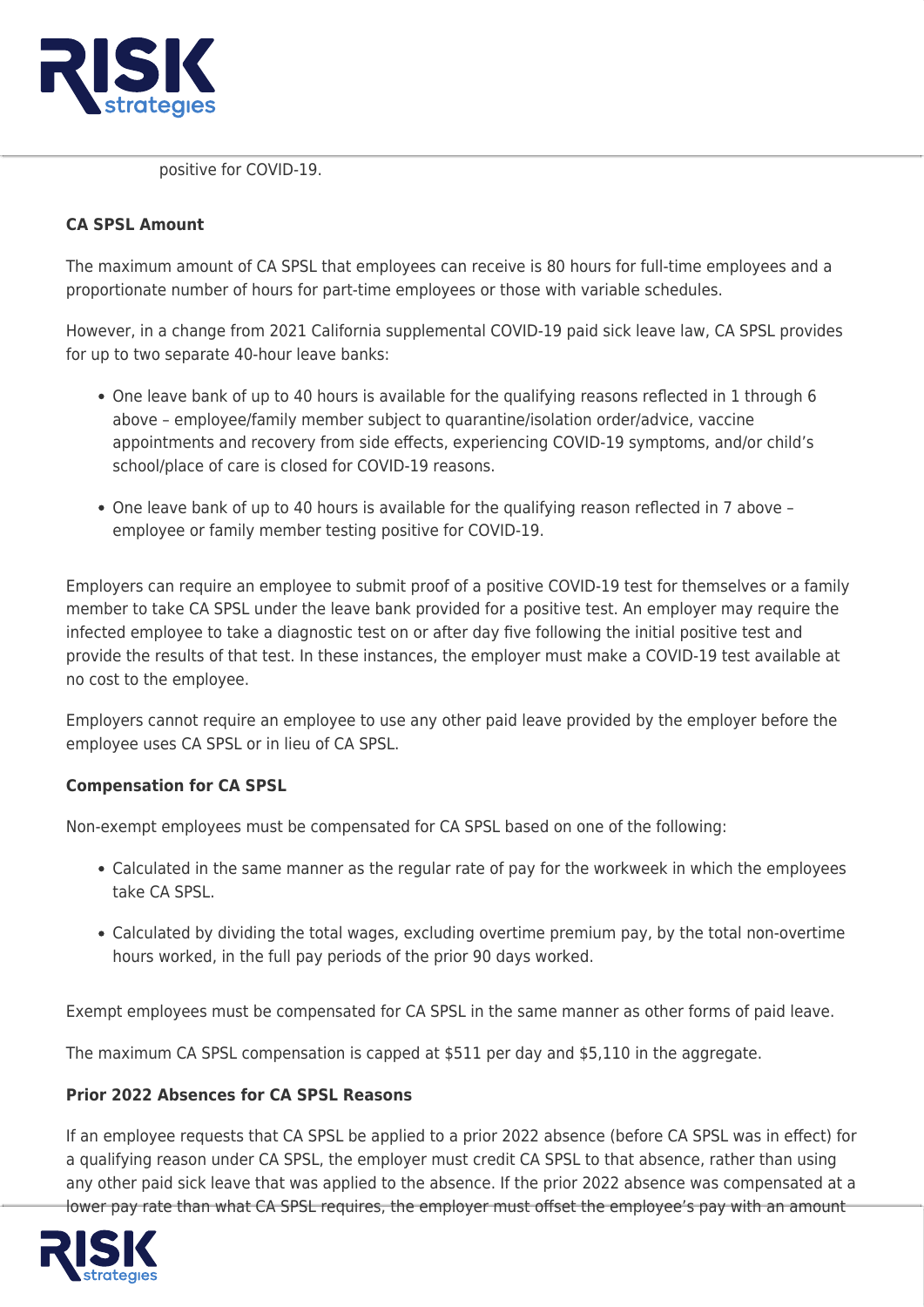positive for COVID-19.

**CA SPSL Amount**

The maximum amount of CA SPSL that employees can receive is 80 hours for full-time employees and a proportionate number of hours for part-time employees or those with variable schedules.

However, in a change from 2021 California supplemental COVID-19 paid sick leave law, CA SPSL provides for up to two separate 40-hour leave banks:

- One leave bank of up to 40 hours is available for the qualifying reasons reflected in 1 through 6 above – employee/family member subject to quarantine/isolation order/advice, vaccine appointments and recovery from side effects, experiencing COVID-19 symptoms, and/or child's school/place of care is closed for COVID-19 reasons.
- One leave bank of up to 40 hours is available for the qualifying reason reflected in 7 above – employee or family member testing positive for COVID-19.

Employers can require an employee to submit proof of a positive COVID-19 test for themselves or a family member to take CA SPSL under the leave bank provided for a positive test. An employer may require the infected employee to take a diagnostic test on or after day five following the initial positive test and provide the results of that test. In these instances, the employer must make a COVID-19 test available at no cost to the employee.

Employers cannot require an employee to use any other paid leave provided by the employer before the employee uses CA SPSL or in lieu of CA SPSL.

**Compensation for CA SPSL**

Non-exempt employees must be compensated for CA SPSL based on one of the following:

- Calculated in the same manner as the regular rate of pay for the workweek in which the employees take CA SPSL.
- Calculated by dividing the total wages, excluding overtime premium pay, by the total non-overtime hours worked, in the full pay periods of the prior 90 days worked.

Exempt employees must be compensated for CA SPSL in the same manner as other forms of paid leave.

The maximum CA SPSL compensation is capped at $511 per day and $5,110 in the aggregate.

**Prior 2022 Absences for CA SPSL Reasons**

If an employee requests that CA SPSL be applied to a prior 2022 absence (before CA SPSL was in effect) for a qualifying reason under CA SPSL, the employer must credit CA SPSL to that absence, rather than using any other paid sick leave that was applied to the absence. If the prior 2022 absence was compensated at a lower pay rate than what CA SPSL requires, the employer must offset the employee's pay with an amount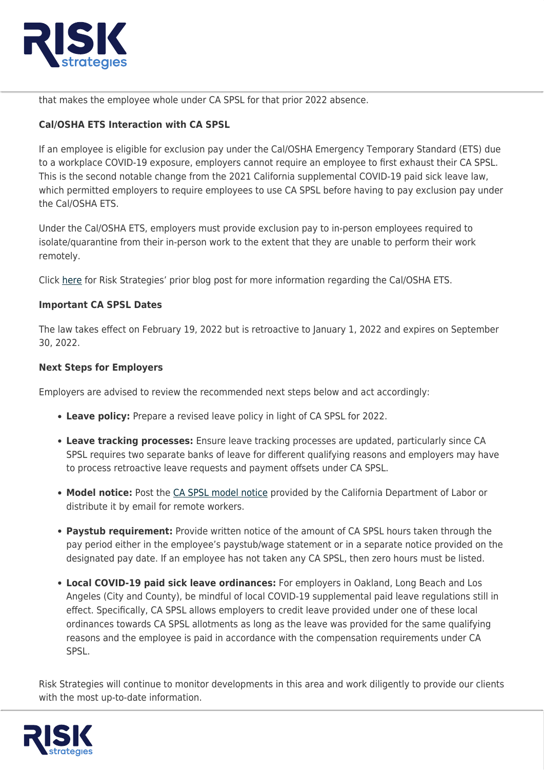that makes the employee whole under CA SPSL for that prior 2022 absence.

**Cal/OSHA ETS Interaction with CA SPSL**

If an employee is eligible for exclusion pay under the Cal/OSHA Emergency Temporary Standard (ETS) due to a workplace COVID-19 exposure, employers cannot require an employee to first exhaust their CA SPSL. This is the second notable change from the 2021 California supplemental COVID-19 paid sick leave law, which permitted employers to require employees to use CA SPSL before having to pay exclusion pay under the Cal/OSHA ETS.

Under the Cal/OSHA ETS, employers must provide exclusion pay to in-person employees required to isolate/quarantine from their in-person work to the extent that they are unable to perform their work remotely.

Click here for Risk Strategies' prior blog post for more information regarding the Cal/OSHA ETS.

**Important CA SPSL Dates**

The law takes effect on February 19, 2022 but is retroactive to January 1, 2022 and expires on September 30, 2022.

**Next Steps for Employers**

Employers are advised to review the recommended next steps below and act accordingly:

- **Leave policy:** Prepare a revised leave policy in light of CA SPSL for 2022.
- **Leave tracking processes:** Ensure leave tracking processes are updated, particularly since CA SPSL requires two separate banks of leave for different qualifying reasons and employers may have to process retroactive leave requests and payment offsets under CA SPSL.
- **Model notice:** Post the CA SPSL model notice provided by the California Department of Labor or distribute it by email for remote workers.
- **Paystub requirement:** Provide written notice of the amount of CA SPSL hours taken through the pay period either in the employee's paystub/wage statement or in a separate notice provided on the designated pay date. If an employee has not taken any CA SPSL, then zero hours must be listed.
- **Local COVID-19 paid sick leave ordinances:** For employers in Oakland, Long Beach and Los Angeles (City and County), be mindful of local COVID-19 supplemental paid leave regulations still in effect. Specifically, CA SPSL allows employers to credit leave provided under one of these local ordinances towards CA SPSL allotments as long as the leave was provided for the same qualifying reasons and the employee is paid in accordance with the compensation requirements under CA SPSL.

Risk Strategies will continue to monitor developments in this area and work diligently to provide our clients with the most up-to-date information.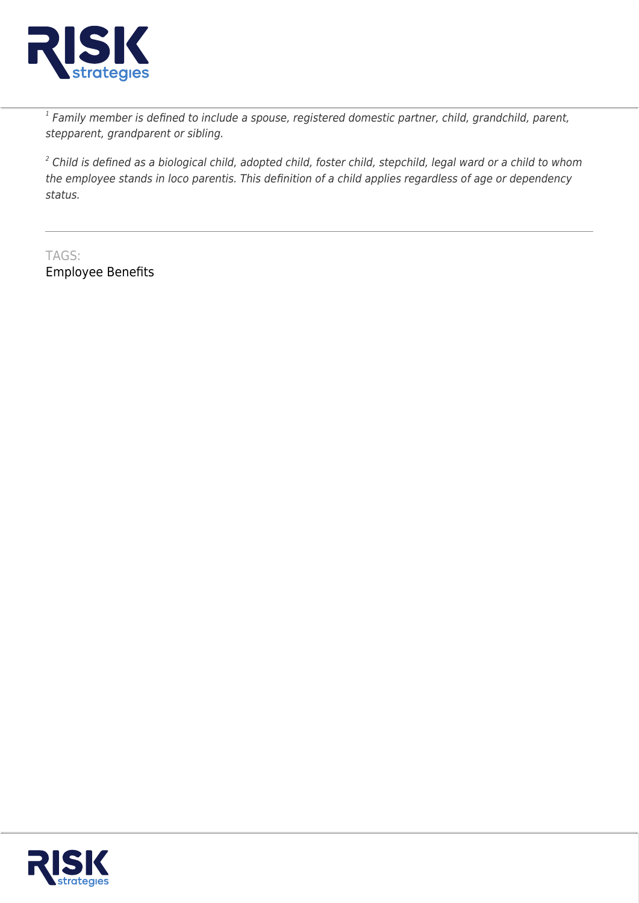*[1] Family member is defined to include a spouse, registered domestic partner, child, grandchild, parent, stepparent, grandparent or sibling.*

*[2] Child is defined as a biological child, adopted child, foster child, stepchild, legal ward or a child to whom the employee stands in loco parentis. This definition of a child applies regardless of age or dependency status.*

---

TAGS:
Employee Benefits